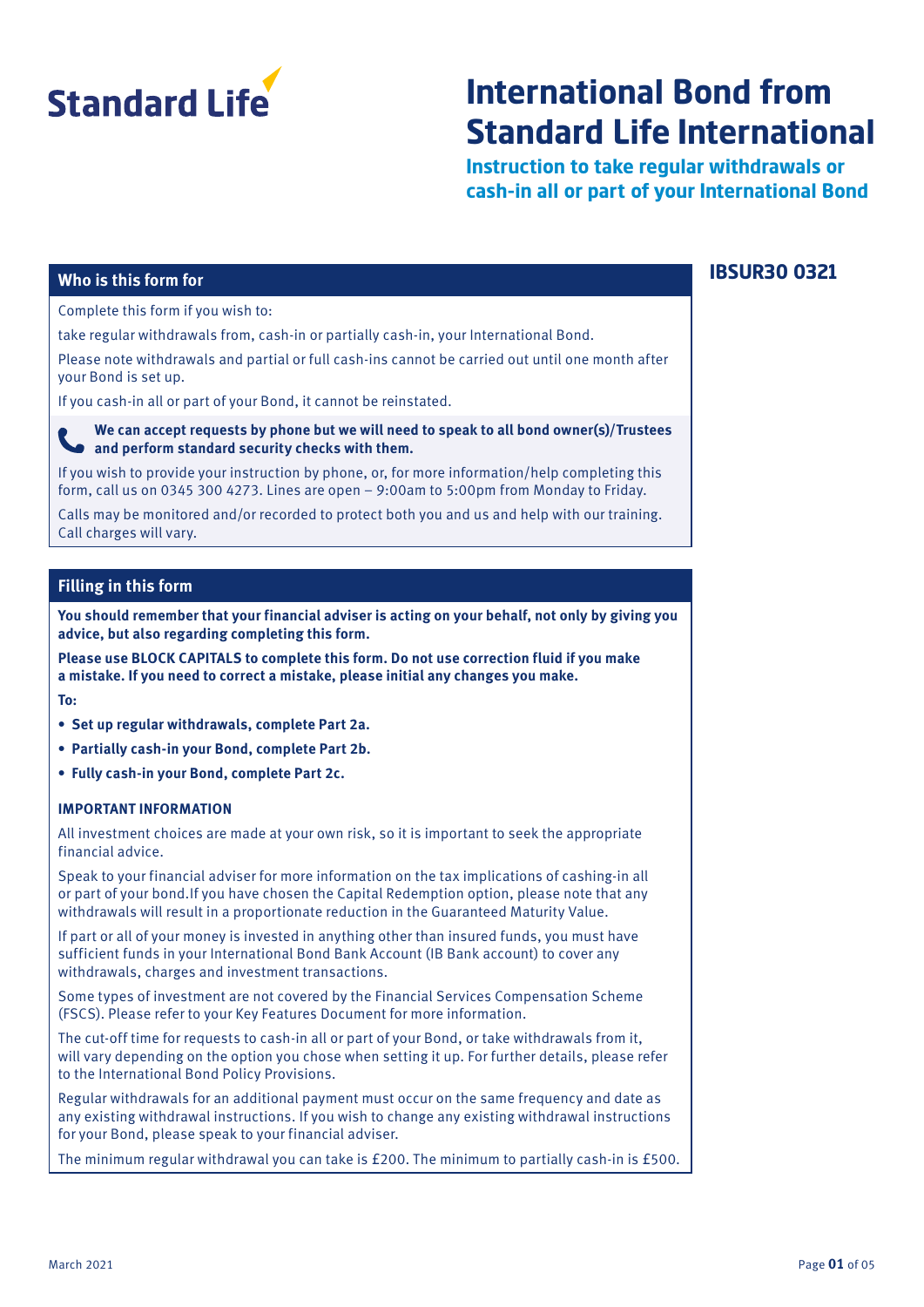Standard Life

# International Bond from Standard Life International

**Instruction to take regular withdrawals or cash-in all or part of your International Bond**

**IBSUR30 0321**

## Who is this form for

Complete this form if you wish to:

take regular withdrawals from, cash-in or partially cash-in, your International Bond.

Please note withdrawals and partial or full cash-ins cannot be carried out until one month after your Bond is set up.

If you cash-in all or part of your Bond, it cannot be reinstated.

**We can accept requests by phone but we will need to speak to all bond owner(s)/Trustees and perform standard security checks with them.**

If you wish to provide your instruction by phone, or, for more information/help completing this form, call us on 0345 300 4273. Lines are open – 9:00am to 5:00pm from Monday to Friday.

Calls may be monitored and/or recorded to protect both you and us and help with our training. Call charges will vary.

## Filling in this form

**You should remember that your financial adviser is acting on your behalf, not only by giving you advice, but also regarding completing this form.**

**Please use BLOCK CAPITALS to complete this form. Do not use correction fluid if you make a mistake. If you need to correct a mistake, please initial any changes you make.**

**To:**

- **Set up regular withdrawals, complete Part 2a.**
- **Partially cash-in your Bond, complete Part 2b.**
- **Fully cash-in your Bond, complete Part 2c.**

**IMPORTANT INFORMATION**

All investment choices are made at your own risk, so it is important to seek the appropriate financial advice.

Speak to your financial adviser for more information on the tax implications of cashing-in all or part of your bond.If you have chosen the Capital Redemption option, please note that any withdrawals will result in a proportionate reduction in the Guaranteed Maturity Value.

If part or all of your money is invested in anything other than insured funds, you must have sufficient funds in your International Bond Bank Account (IB Bank account) to cover any withdrawals, charges and investment transactions.

Some types of investment are not covered by the Financial Services Compensation Scheme (FSCS). Please refer to your Key Features Document for more information.

The cut-off time for requests to cash-in all or part of your Bond, or take withdrawals from it, will vary depending on the option you chose when setting it up. For further details, please refer to the International Bond Policy Provisions.

Regular withdrawals for an additional payment must occur on the same frequency and date as any existing withdrawal instructions. If you wish to change any existing withdrawal instructions for your Bond, please speak to your financial adviser.

The minimum regular withdrawal you can take is £200. The minimum to partially cash-in is £500.

March 2021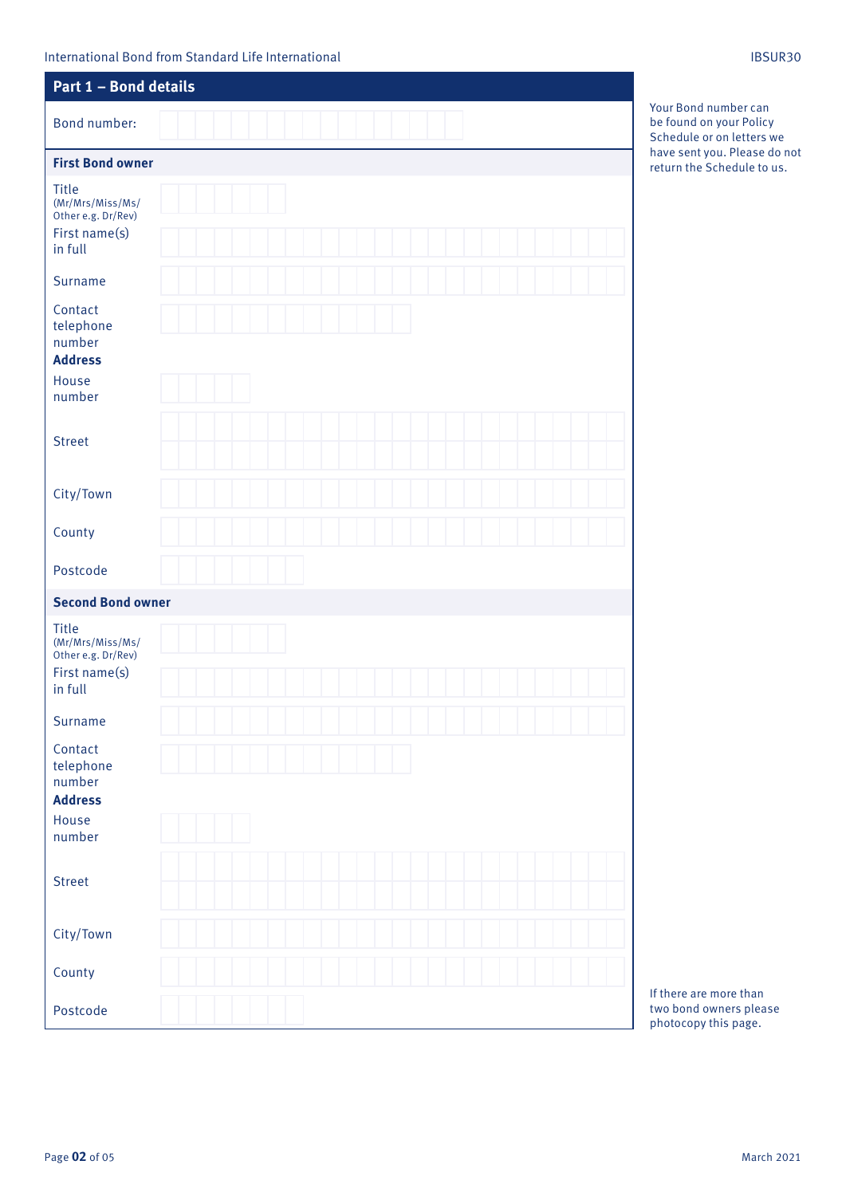## Part 1 – Bond details

Bond number:

Your Bond number can be found on your Policy Schedule or on letters we have sent you. Please do not return the Schedule to us.

### First Bond owner

Title (Mr/Mrs/Miss/Ms/Other e.g. Dr/Rev)

First name(s) in full

Surname

Contact telephone number

**Address**

House number

Street

City/Town

County

Postcode

### Second Bond owner

Title (Mr/Mrs/Miss/Ms/Other e.g. Dr/Rev)

First name(s) in full

Surname

Contact telephone number

**Address**

House number

Street

City/Town

County

Postcode

If there are more than two bond owners please photocopy this page.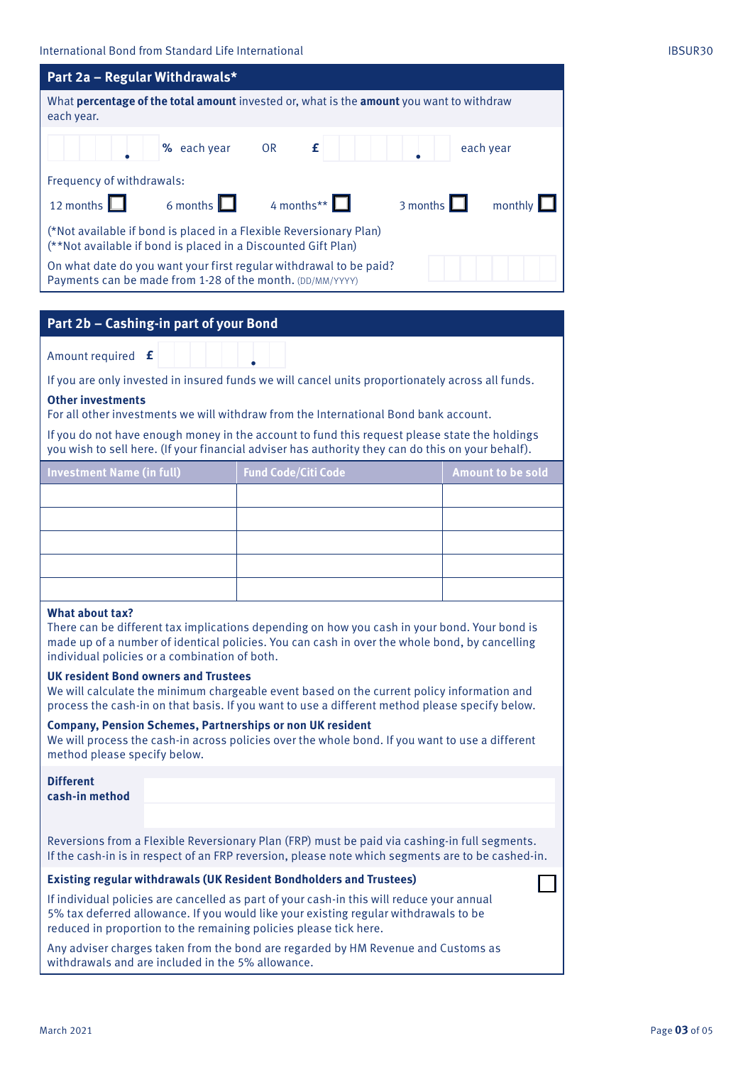## Part 2a – Regular Withdrawals*

What **percentage of the total amount** invested or, what is the **amount** you want to withdraw each year.

% each year OR £ each year

Frequency of withdrawals:

12 months ☐ 6 months ☐ 4 months** ☐ 3 months ☐ monthly ☐

(*Not available if bond is placed in a Flexible Reversionary Plan)
(**Not available if bond is placed in a Discounted Gift Plan)

On what date do you want your first regular withdrawal to be paid?
Payments can be made from 1-28 of the month. (DD/MM/YYYY)

## Part 2b – Cashing-in part of your Bond

Amount required £

If you are only invested in insured funds we will cancel units proportionately across all funds.

**Other investments**
For all other investments we will withdraw from the International Bond bank account.

If you do not have enough money in the account to fund this request please state the holdings you wish to sell here. (If your financial adviser has authority they can do this on your behalf).

| Investment Name (in full) | Fund Code/Citi Code | Amount to be sold |
|---|---|---|
| | | |
| | | |
| | | |
| | | |
| | | |

**What about tax?**
There can be different tax implications depending on how you cash in your bond. Your bond is made up of a number of identical policies. You can cash in over the whole bond, by cancelling individual policies or a combination of both.

**UK resident Bond owners and Trustees**
We will calculate the minimum chargeable event based on the current policy information and process the cash-in on that basis. If you want to use a different method please specify below.

**Company, Pension Schemes, Partnerships or non UK resident**
We will process the cash-in across policies over the whole bond. If you want to use a different method please specify below.

**Different cash-in method**

Reversions from a Flexible Reversionary Plan (FRP) must be paid via cashing-in full segments. If the cash-in is in respect of an FRP reversion, please note which segments are to be cashed-in.

**Existing regular withdrawals (UK Resident Bondholders and Trustees)** ☐

If individual policies are cancelled as part of your cash-in this will reduce your annual 5% tax deferred allowance. If you would like your existing regular withdrawals to be reduced in proportion to the remaining policies please tick here.

Any adviser charges taken from the bond are regarded by HM Revenue and Customs as withdrawals and are included in the 5% allowance.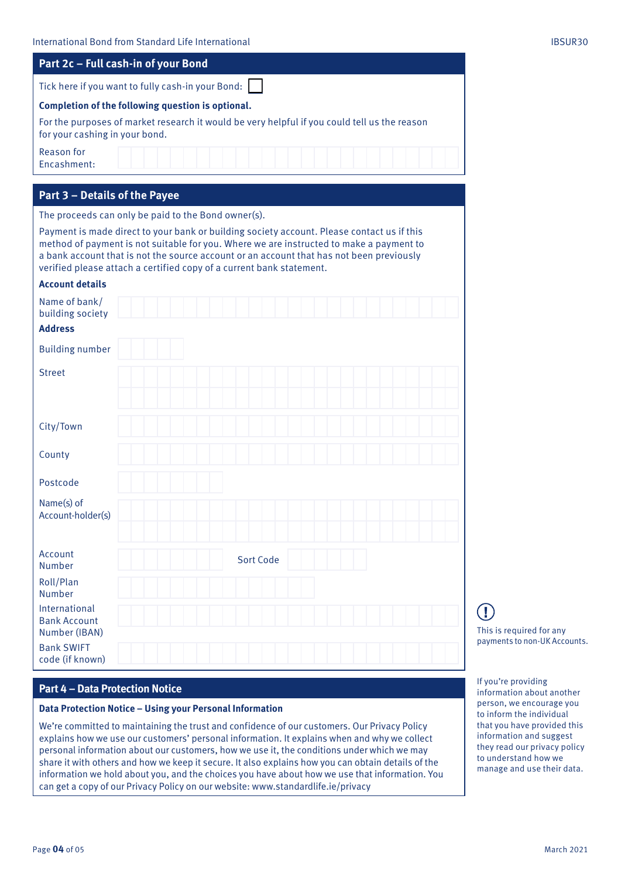## Part 2c – Full cash-in of your Bond

Tick here if you want to fully cash-in your Bond: ☐

**Completion of the following question is optional.**

For the purposes of market research it would be very helpful if you could tell us the reason for your cashing in your bond.

Reason for Encashment:

## Part 3 – Details of the Payee

The proceeds can only be paid to the Bond owner(s).

Payment is made direct to your bank or building society account. Please contact us if this method of payment is not suitable for you. Where we are instructed to make a payment to a bank account that is not the source account or an account that has not been previously verified please attach a certified copy of a current bank statement.

**Account details**

Name of bank/ building society

**Address**

Building number

Street

City/Town

County

Postcode

Name(s) of Account-holder(s)

Account Number

Sort Code

Roll/Plan Number

International Bank Account Number (IBAN)

Bank SWIFT code (if known)

This is required for any payments to non-UK Accounts.

## Part 4 – Data Protection Notice

**Data Protection Notice – Using your Personal Information**

We're committed to maintaining the trust and confidence of our customers. Our Privacy Policy explains how we use our customers' personal information. It explains when and why we collect personal information about our customers, how we use it, the conditions under which we may share it with others and how we keep it secure. It also explains how you can obtain details of the information we hold about you, and the choices you have about how we use that information. You can get a copy of our Privacy Policy on our website: www.standardlife.ie/privacy

If you're providing information about another person, we encourage you to inform the individual that you have provided this information and suggest they read our privacy policy to understand how we manage and use their data.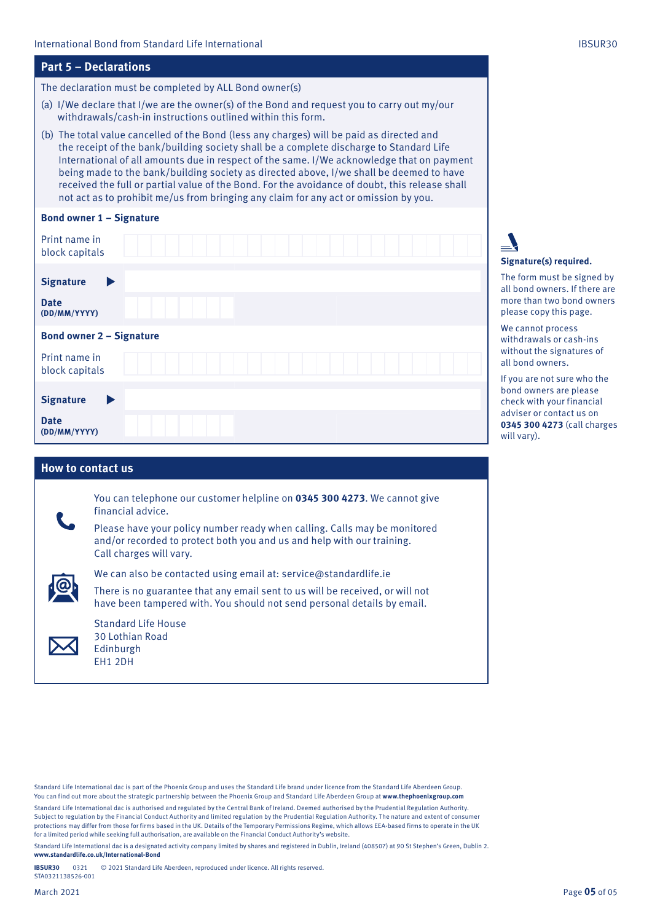## Part 5 – Declarations

The declaration must be completed by ALL Bond owner(s)

(a) I/We declare that I/we are the owner(s) of the Bond and request you to carry out my/our withdrawals/cash-in instructions outlined within this form.

(b) The total value cancelled of the Bond (less any charges) will be paid as directed and the receipt of the bank/building society shall be a complete discharge to Standard Life International of all amounts due in respect of the same. I/We acknowledge that on payment being made to the bank/building society as directed above, I/we shall be deemed to have received the full or partial value of the Bond. For the avoidance of doubt, this release shall not act as to prohibit me/us from bringing any claim for any act or omission by you.

**Bond owner 1 – Signature**

Print name in block capitals

**Signature** ▶

**Date (DD/MM/YYYY)**

**Bond owner 2 – Signature**

Print name in block capitals

**Signature** ▶

**Date (DD/MM/YYYY)**

**Signature(s) required.**

The form must be signed by all bond owners. If there are more than two bond owners please copy this page.

We cannot process withdrawals or cash-ins without the signatures of all bond owners.

If you are not sure who the bond owners are please check with your financial adviser or contact us on **0345 300 4273** (call charges will vary).

## How to contact us

You can telephone our customer helpline on **0345 300 4273**. We cannot give financial advice.

Please have your policy number ready when calling. Calls may be monitored and/or recorded to protect both you and us and help with our training. Call charges will vary.

We can also be contacted using email at: service@standardlife.ie

There is no guarantee that any email sent to us will be received, or will not have been tampered with. You should not send personal details by email.

Standard Life House
30 Lothian Road
Edinburgh
EH1 2DH

Standard Life International dac is part of the Phoenix Group and uses the Standard Life brand under licence from the Standard Life Aberdeen Group. You can find out more about the strategic partnership between the Phoenix Group and Standard Life Aberdeen Group at **www.thephoenixgroup.com**

Standard Life International dac is authorised and regulated by the Central Bank of Ireland. Deemed authorised by the Prudential Regulation Authority. Subject to regulation by the Financial Conduct Authority and limited regulation by the Prudential Regulation Authority. The nature and extent of consumer protections may differ from those for firms based in the UK. Details of the Temporary Permissions Regime, which allows EEA-based firms to operate in the UK for a limited period while seeking full authorisation, are available on the Financial Conduct Authority's website.

Standard Life International dac is a designated activity company limited by shares and registered in Dublin, Ireland (408507) at 90 St Stephen's Green, Dublin 2.
**www.standardlife.co.uk/International-Bond**

**IBSUR30** 0321 © 2021 Standard Life Aberdeen, reproduced under licence. All rights reserved.
STA0321138526-001

March 2021